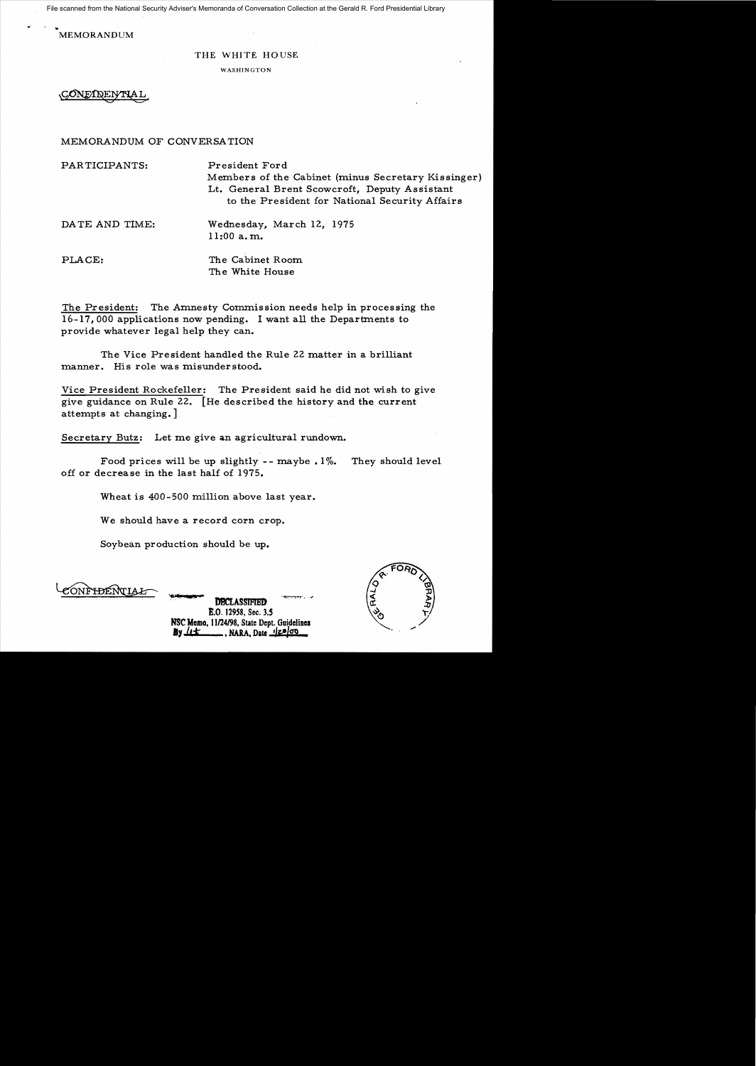MEMORANDUM

THE WHITE HOUSE

WASHINGTON

CONFIDENTIAL

MEMORANDUM OF CONVERSATION

PARTICIPANTS: President Ford
Members of the Cabinet (minus Secretary Kissinger)
Lt. General Brent Scowcroft, Deputy Assistant to the President for National Security Affairs

DATE AND TIME: Wednesday, March 12, 1975
11:00 a.m.

PLACE: The Cabinet Room
The White House

The President: The Amnesty Commission needs help in processing the 16-17,000 applications now pending. I want all the Departments to provide whatever legal help they can.

The Vice President handled the Rule 22 matter in a brilliant manner. His role was misunderstood.

Vice President Rockefeller: The President said he did not wish to give give guidance on Rule 22. [He described the history and the current attempts at changing.]

Secretary Butz: Let me give an agricultural rundown.

Food prices will be up slightly -- maybe .1%. They should level off or decrease in the last half of 1975.

Wheat is 400-500 million above last year.

We should have a record corn crop.

Soybean production should be up.

CONFIDENTIAL

DECLASSIFIED
E.O. 12958, Sec. 3.5
NSC Memo, 11/24/98, State Dept. Guidelines
By lrt, NARA, Date 1/28/00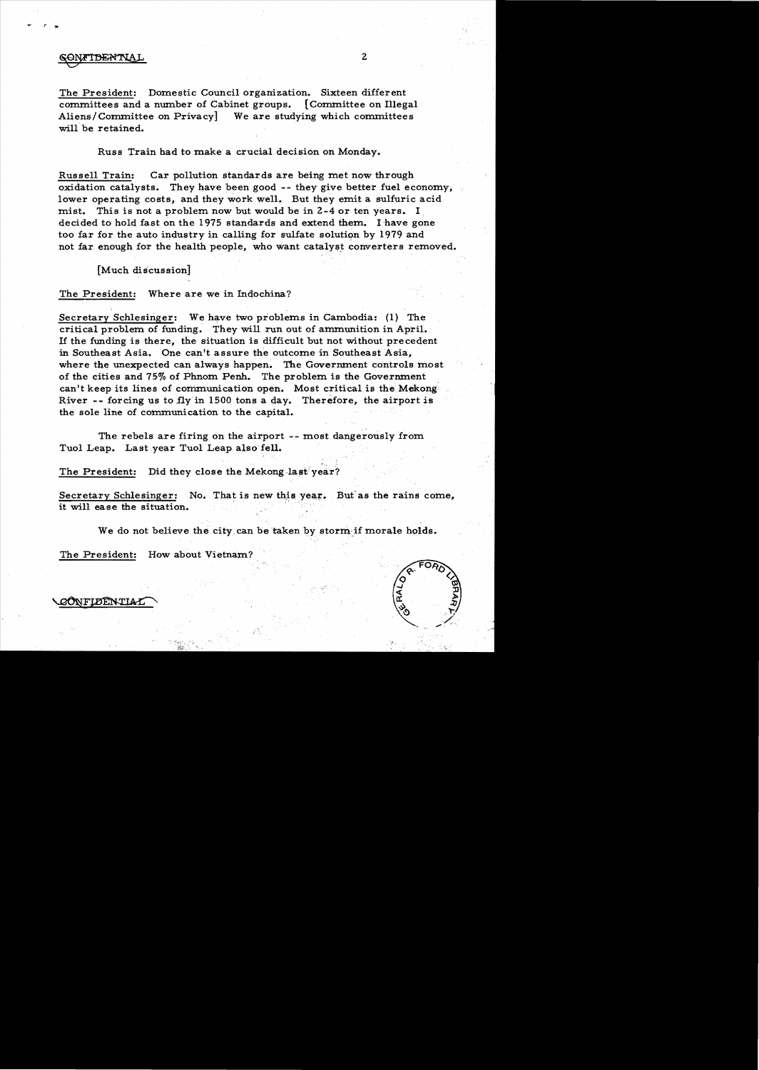CONFIDENTIAL

The President: Domestic Council organization. Sixteen different committees and a number of Cabinet groups. [Committee on Illegal Aliens/Committee on Privacy] We are studying which committees will be retained.

Russ Train had to make a crucial decision on Monday.

Russell Train: Car pollution standards are being met now through oxidation catalysts. They have been good -- they give better fuel economy, lower operating costs, and they work well. But they emit a sulfuric acid mist. This is not a problem now but would be in 2-4 or ten years. I decided to hold fast on the 1975 standards and extend them. I have gone too far for the auto industry in calling for sulfate solution by 1979 and not far enough for the health people, who want catalyst converters removed.

[Much discussion]

The President: Where are we in Indochina?

Secretary Schlesinger: We have two problems in Cambodia: (1) The critical problem of funding. They will run out of ammunition in April. If the funding is there, the situation is difficult but not without precedent in Southeast Asia. One can't assure the outcome in Southeast Asia, where the unexpected can always happen. The Government controls most of the cities and 75% of Phnom Penh. The problem is the Government can't keep its lines of communication open. Most critical is the Mekong River -- forcing us to fly in 1500 tons a day. Therefore, the airport is the sole line of communication to the capital.

The rebels are firing on the airport -- most dangerously from Tuol Leap. Last year Tuol Leap also fell.

The President: Did they close the Mekong last year?

Secretary Schlesinger: No. That is new this year. But as the rains come, it will ease the situation.

We do not believe the city can be taken by storm if morale holds.

The President: How about Vietnam?

CONFIDENTIAL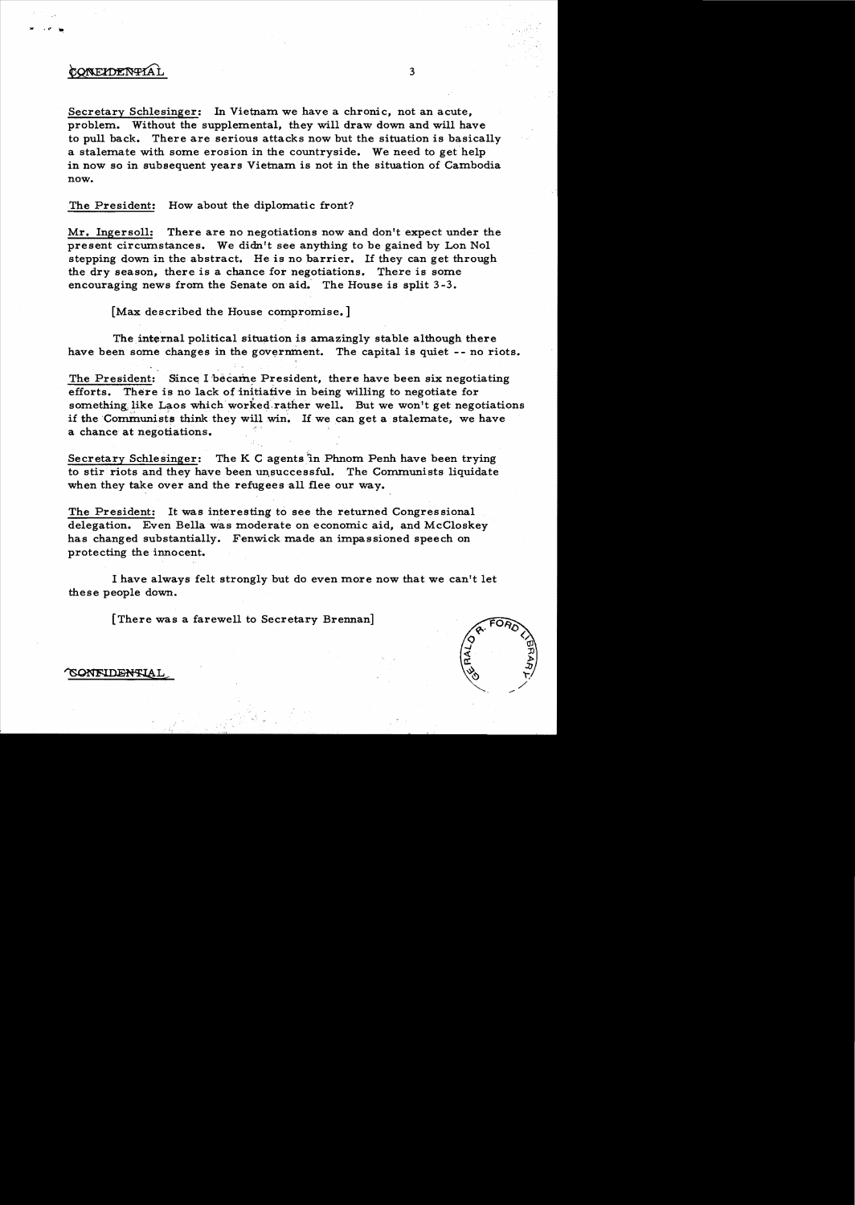CONFIDENTIAL

Secretary Schlesinger: In Vietnam we have a chronic, not an acute, problem. Without the supplemental, they will draw down and will have to pull back. There are serious attacks now but the situation is basically a stalemate with some erosion in the countryside. We need to get help in now so in subsequent years Vietnam is not in the situation of Cambodia now.

The President: How about the diplomatic front?

Mr. Ingersoll: There are no negotiations now and don't expect under the present circumstances. We didn't see anything to be gained by Lon Nol stepping down in the abstract. He is no barrier. If they can get through the dry season, there is a chance for negotiations. There is some encouraging news from the Senate on aid. The House is split 3-3.

[Max described the House compromise.]

The internal political situation is amazingly stable although there have been some changes in the government. The capital is quiet -- no riots.

The President: Since I became President, there have been six negotiating efforts. There is no lack of initiative in being willing to negotiate for something like Laos which worked rather well. But we won't get negotiations if the Communists think they will win. If we can get a stalemate, we have a chance at negotiations.

Secretary Schlesinger: The K C agents in Phnom Penh have been trying to stir riots and they have been unsuccessful. The Communists liquidate when they take over and the refugees all flee our way.

The President: It was interesting to see the returned Congressional delegation. Even Bella was moderate on economic aid, and McCloskey has changed substantially. Fenwick made an impassioned speech on protecting the innocent.

I have always felt strongly but do even more now that we can't let these people down.

[There was a farewell to Secretary Brennan]

CONFIDENTIAL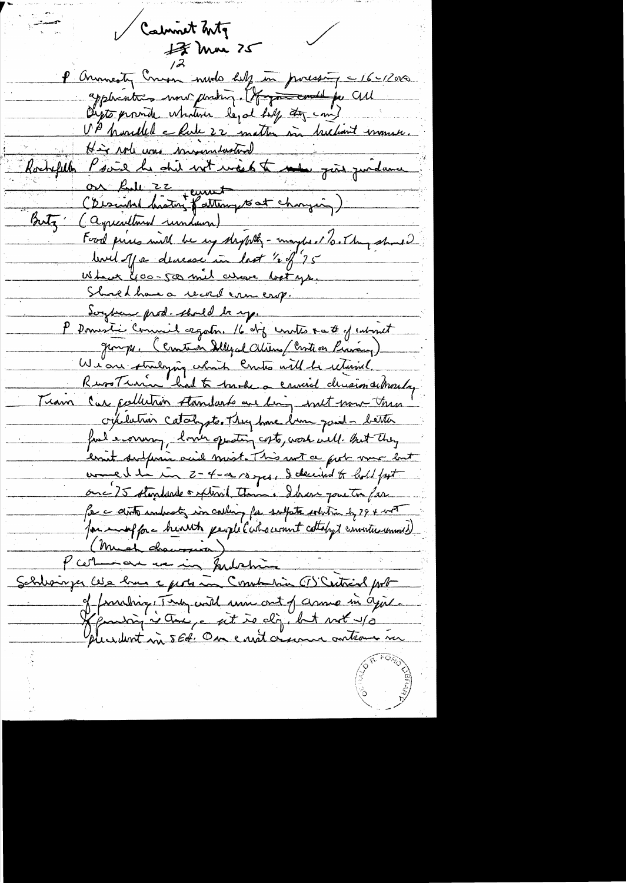✓ Cabinet Mtg
~~17~~ 12 Mar 75 ✓

P Amnesty Commission needs help in processing c 16-12000 applicants now pending. (If you could, ~~for~~ all Depts provide whatever legal help they can)

VP handled c Rule 22 matter in brilliant manner. His role was misunderstood.

Rockefeller: P said he did not wish to ~~make~~ give guidance on Rule 22 +current (Described history of attempts at changing)

Butz: (Agricultural rundown)
Food prices will be up slightly - maybe 1%. They should level off & decrease in last ½ of '75.
Wheat 400-500 mil above last yrs.
Should have a record corn crop.
Soybean prod. should be up.

P Domestic Council organization. 16 dif. units & # of cabinet groups. (Committee Illegal Aliens / Comm on Privacy)
We are studying which Comms will be retained.

Russ Train had to make a crucial decision Monday.

Train: Car pollution standards are being met now thru catalytic catalysts. They have been good - better fuel economy, lower operating costs, work well. But they emit sulfuric acid mist. This not a prob now but would be in 2-4-or 5 yrs. I decided to hold fast on '75 standards & extend them. I have gone too far for c auto industry in calling for sulfate solution by 79 & not far enough for c health people (who want catalyst ~~converter~~ removed) (Much discussion)

P Cohn are we in Indochina

Schlesinger: We have 2 probs in Cambodia (1) Central prob of funding. They will run out of ammo in April. If funding is there, c sit is dif, but not w/o precedent in SEA. One can't assume outcome in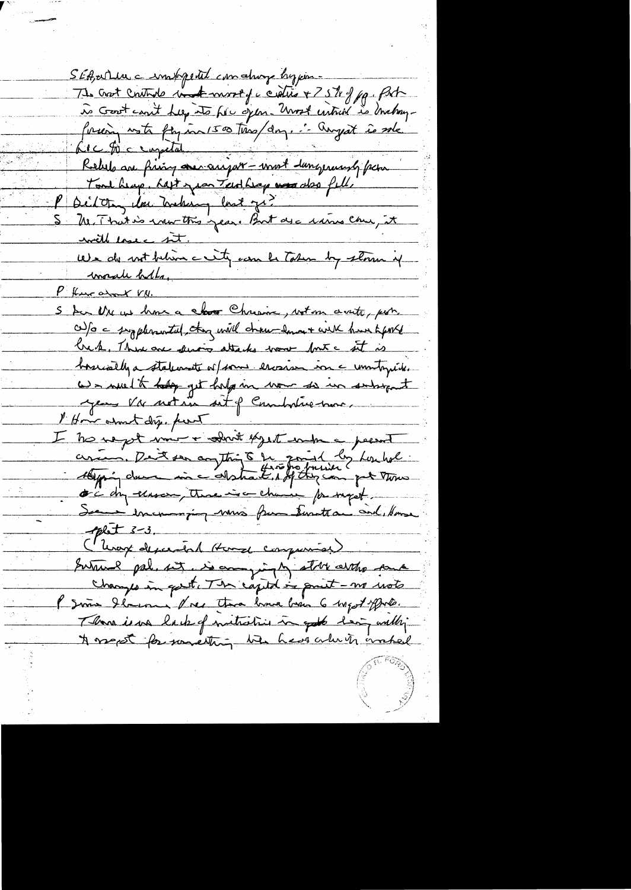SEA - within a ... ... ...
The Govt controls most of the cities + 75% of pop. But the Govt can't keep its LOC open. Most critical is Mekong — forcing us to fly in 1500 tons/day. ∴ Airport is sole LOC to the capital.

Rebels are firing on airport — most dangerously from Tonle Sap. Last year Tonle Sap also fell.

P Did they lose Mekong last yr?

S No. That is new this year. But as rains come, it will ease it.

We do not believe the city can be taken by storm if morale holds.

P How about VN.

S In VN we have a closer ... , not an acute, prob. W/o the supplemental, they will draw down + will have to pull back. There are serious attacks now but the sit is basically a stalemate w/some erosion in the countryside. We need to help get help in now so in subsequent years VN not in sit of Cambodia now.

P How about dip. front

I No report now + don't expect any in the present crisis. Don't see anything to be gained by Lon Nol stepping down in the abstract. If there is pressure + if they can get thru the dry season, there is a chance for negot.

Some encouraging news from Sinatra and Hamas split 3-3.

(Very dependent Hamas companies)

Internal pol. sit. is amazingly stable altho some changes in govt. The capital is quiet — no riots.

P Since Sihanouk & we there have been 6 negot efforts. There is no lack of initiative in govt being willing to negot for something like 'a cease which involved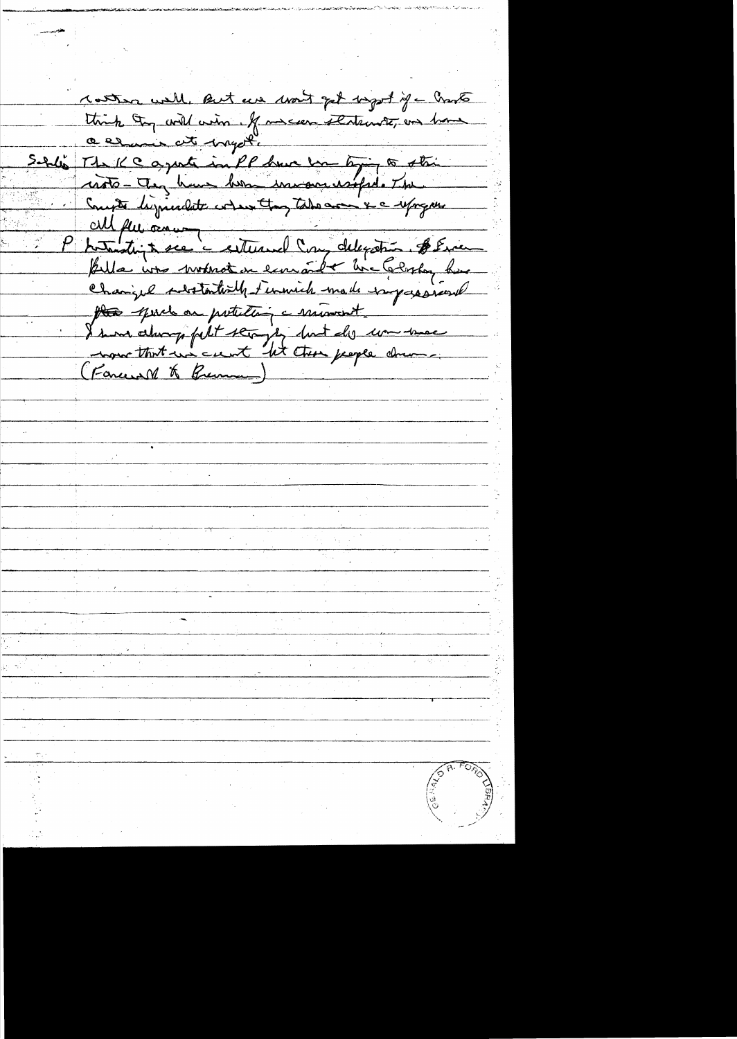rather well. But we won't get urged if the Arabs think they will win. If we can stalemate, we have a chance at urgent.

Schlei The KC agents in PP have been trying to stir riots – they have been unsuccessful. The Cumpts liquidate when they take over & the refugees all flee ones.

P Interesting to see the returned Cong delegation. Fenwick was worst on arrival but she Coleshay have changed substantially & which made impassioned pleas speech on putting a movement.

I have always felt strongly but did not push now that we can't let these people down.

(Fenwick & Brown)